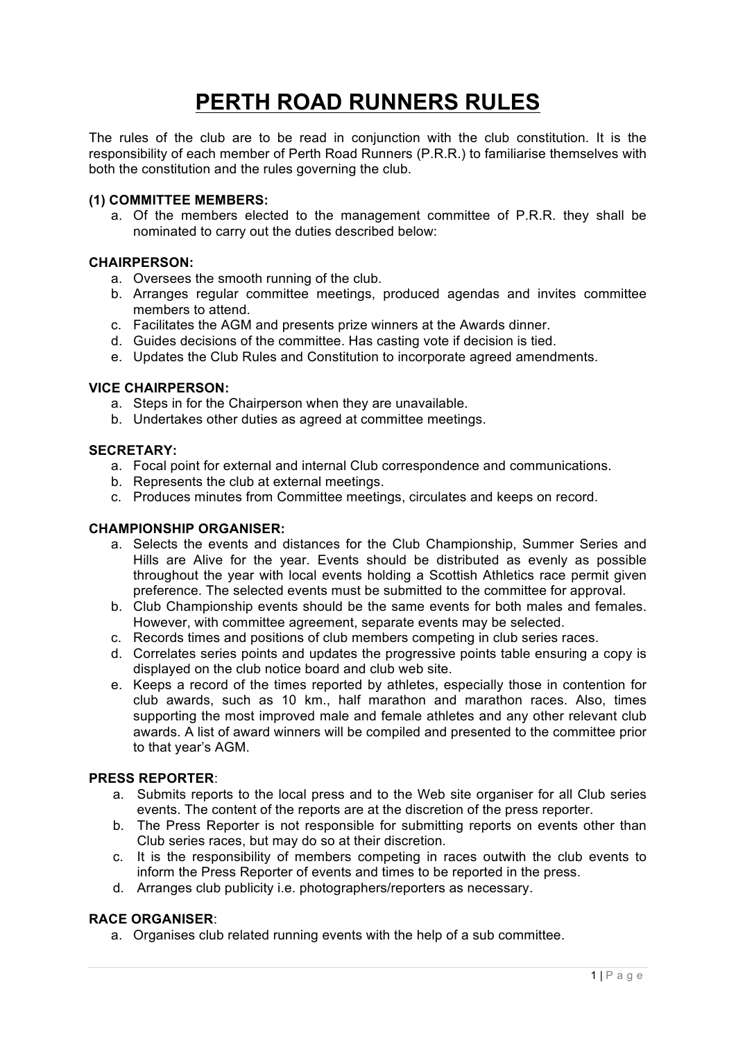# PERTH ROAD RUNNERS RULES

The rules of the club are to be read in conjunction with the club constitution. It is the responsibility of each member of Perth Road Runners (P.R.R.) to familiarise themselves with both the constitution and the rules governing the club.

### (1) COMMITTEE MEMBERS:

a. Of the members elected to the management committee of P.R.R. they shall be nominated to carry out the duties described below:

### CHAIRPERSON:

a. Oversees the smooth running of the club.
b. Arranges regular committee meetings, produced agendas and invites committee members to attend.
c. Facilitates the AGM and presents prize winners at the Awards dinner.
d. Guides decisions of the committee. Has casting vote if decision is tied.
e. Updates the Club Rules and Constitution to incorporate agreed amendments.

### VICE CHAIRPERSON:

a. Steps in for the Chairperson when they are unavailable.
b. Undertakes other duties as agreed at committee meetings.

### SECRETARY:

a. Focal point for external and internal Club correspondence and communications.
b. Represents the club at external meetings.
c. Produces minutes from Committee meetings, circulates and keeps on record.

### CHAMPIONSHIP ORGANISER:

a. Selects the events and distances for the Club Championship, Summer Series and Hills are Alive for the year. Events should be distributed as evenly as possible throughout the year with local events holding a Scottish Athletics race permit given preference. The selected events must be submitted to the committee for approval.
b. Club Championship events should be the same events for both males and females. However, with committee agreement, separate events may be selected.
c. Records times and positions of club members competing in club series races.
d. Correlates series points and updates the progressive points table ensuring a copy is displayed on the club notice board and club web site.
e. Keeps a record of the times reported by athletes, especially those in contention for club awards, such as 10 km., half marathon and marathon races. Also, times supporting the most improved male and female athletes and any other relevant club awards. A list of award winners will be compiled and presented to the committee prior to that year's AGM.

### PRESS REPORTER:

a. Submits reports to the local press and to the Web site organiser for all Club series events. The content of the reports are at the discretion of the press reporter.
b. The Press Reporter is not responsible for submitting reports on events other than Club series races, but may do so at their discretion.
c. It is the responsibility of members competing in races outwith the club events to inform the Press Reporter of events and times to be reported in the press.
d. Arranges club publicity i.e. photographers/reporters as necessary.

### RACE ORGANISER:

a. Organises club related running events with the help of a sub committee.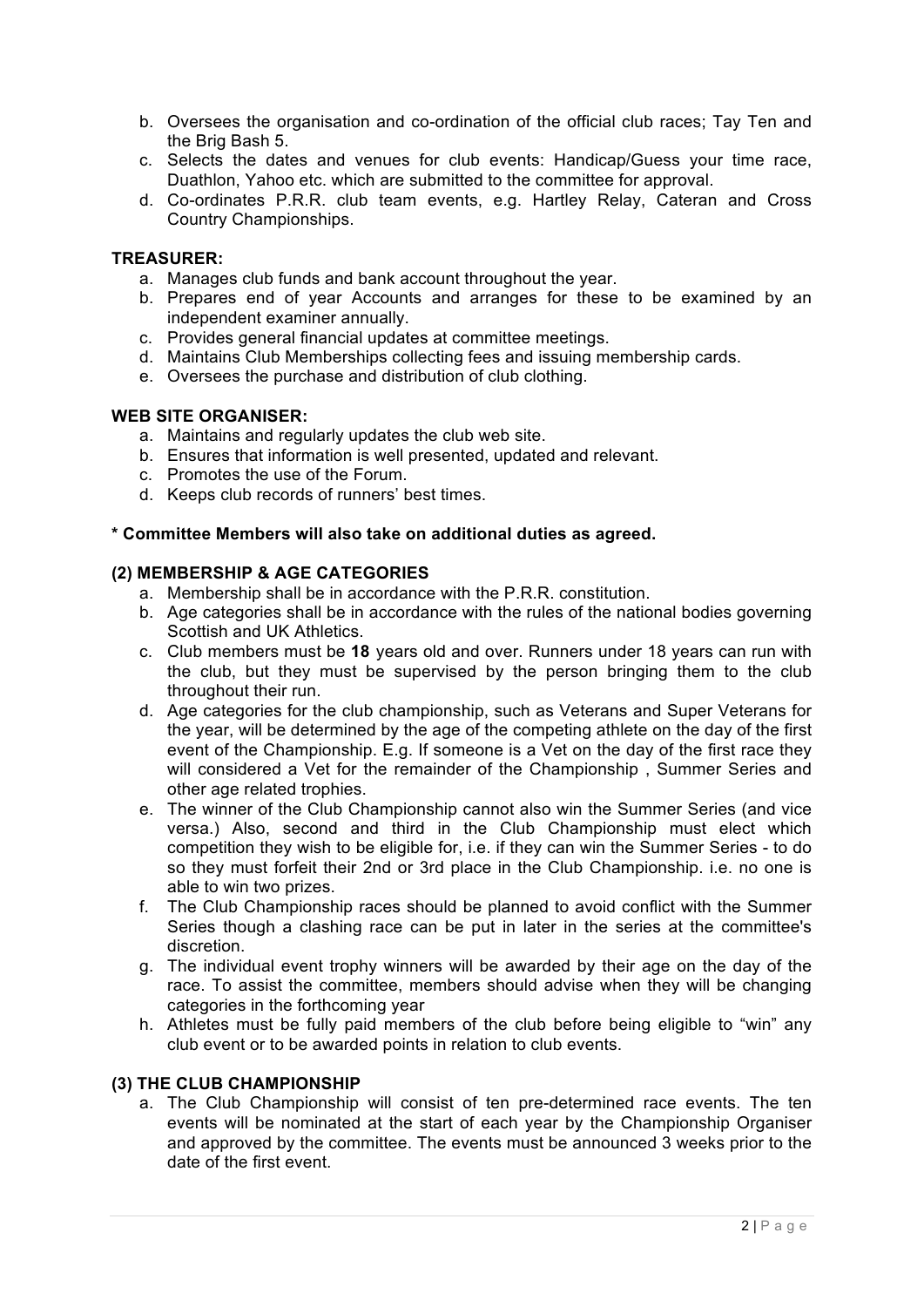b. Oversees the organisation and co-ordination of the official club races; Tay Ten and the Brig Bash 5.
c. Selects the dates and venues for club events: Handicap/Guess your time race, Duathlon, Yahoo etc. which are submitted to the committee for approval.
d. Co-ordinates P.R.R. club team events, e.g. Hartley Relay, Cateran and Cross Country Championships.

**TREASURER:**

a. Manages club funds and bank account throughout the year.
b. Prepares end of year Accounts and arranges for these to be examined by an independent examiner annually.
c. Provides general financial updates at committee meetings.
d. Maintains Club Memberships collecting fees and issuing membership cards.
e. Oversees the purchase and distribution of club clothing.

**WEB SITE ORGANISER:**

a. Maintains and regularly updates the club web site.
b. Ensures that information is well presented, updated and relevant.
c. Promotes the use of the Forum.
d. Keeps club records of runners' best times.

**\* Committee Members will also take on additional duties as agreed.**

**(2) MEMBERSHIP & AGE CATEGORIES**

a. Membership shall be in accordance with the P.R.R. constitution.
b. Age categories shall be in accordance with the rules of the national bodies governing Scottish and UK Athletics.
c. Club members must be **18** years old and over. Runners under 18 years can run with the club, but they must be supervised by the person bringing them to the club throughout their run.
d. Age categories for the club championship, such as Veterans and Super Veterans for the year, will be determined by the age of the competing athlete on the day of the first event of the Championship. E.g. If someone is a Vet on the day of the first race they will considered a Vet for the remainder of the Championship , Summer Series and other age related trophies.
e. The winner of the Club Championship cannot also win the Summer Series (and vice versa.) Also, second and third in the Club Championship must elect which competition they wish to be eligible for, i.e. if they can win the Summer Series - to do so they must forfeit their 2nd or 3rd place in the Club Championship. i.e. no one is able to win two prizes.
f. The Club Championship races should be planned to avoid conflict with the Summer Series though a clashing race can be put in later in the series at the committee's discretion.
g. The individual event trophy winners will be awarded by their age on the day of the race. To assist the committee, members should advise when they will be changing categories in the forthcoming year
h. Athletes must be fully paid members of the club before being eligible to "win" any club event or to be awarded points in relation to club events.

**(3) THE CLUB CHAMPIONSHIP**

a. The Club Championship will consist of ten pre-determined race events. The ten events will be nominated at the start of each year by the Championship Organiser and approved by the committee. The events must be announced 3 weeks prior to the date of the first event.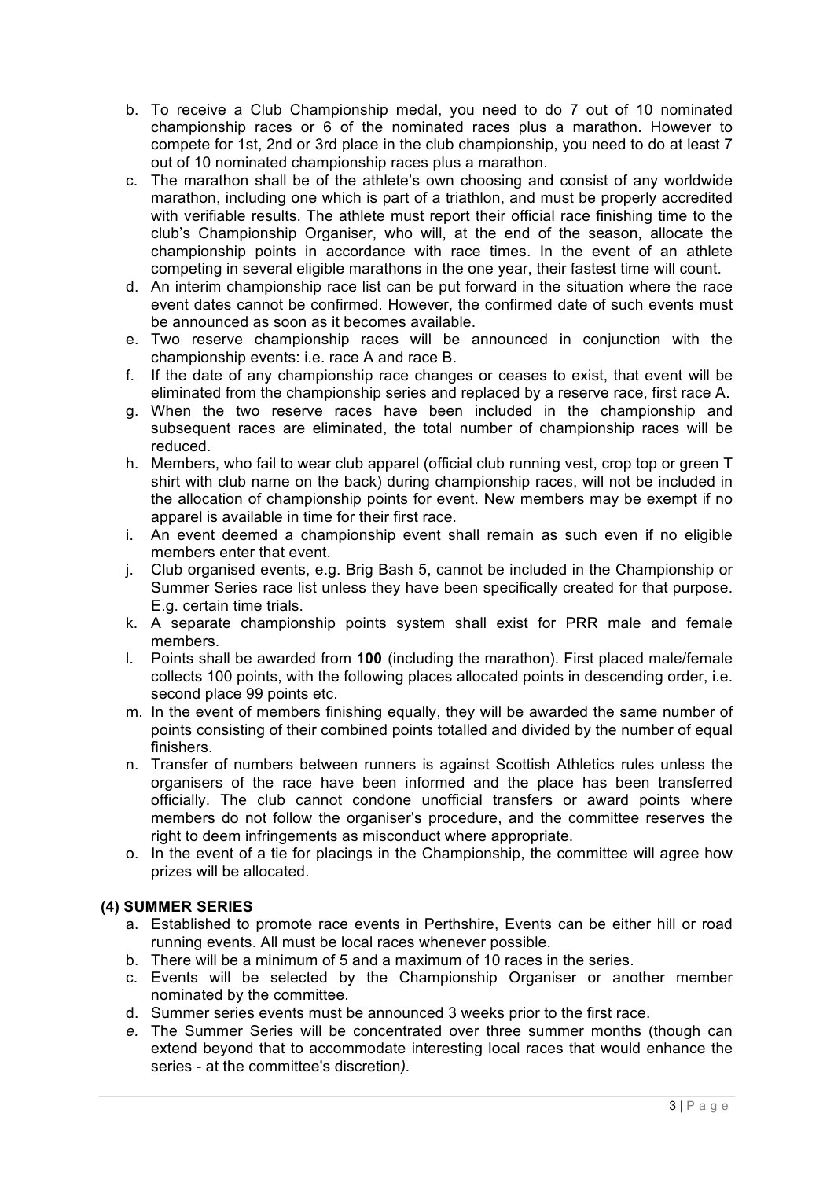b. To receive a Club Championship medal, you need to do 7 out of 10 nominated championship races or 6 of the nominated races plus a marathon. However to compete for 1st, 2nd or 3rd place in the club championship, you need to do at least 7 out of 10 nominated championship races <u>plus</u> a marathon.
c. The marathon shall be of the athlete's own choosing and consist of any worldwide marathon, including one which is part of a triathlon, and must be properly accredited with verifiable results. The athlete must report their official race finishing time to the club's Championship Organiser, who will, at the end of the season, allocate the championship points in accordance with race times. In the event of an athlete competing in several eligible marathons in the one year, their fastest time will count.
d. An interim championship race list can be put forward in the situation where the race event dates cannot be confirmed. However, the confirmed date of such events must be announced as soon as it becomes available.
e. Two reserve championship races will be announced in conjunction with the championship events: i.e. race A and race B.
f. If the date of any championship race changes or ceases to exist, that event will be eliminated from the championship series and replaced by a reserve race, first race A.
g. When the two reserve races have been included in the championship and subsequent races are eliminated, the total number of championship races will be reduced.
h. Members, who fail to wear club apparel (official club running vest, crop top or green T shirt with club name on the back) during championship races, will not be included in the allocation of championship points for event. New members may be exempt if no apparel is available in time for their first race.
i. An event deemed a championship event shall remain as such even if no eligible members enter that event.
j. Club organised events, e.g. Brig Bash 5, cannot be included in the Championship or Summer Series race list unless they have been specifically created for that purpose. E.g. certain time trials.
k. A separate championship points system shall exist for PRR male and female members.
l. Points shall be awarded from **100** (including the marathon). First placed male/female collects 100 points, with the following places allocated points in descending order, i.e. second place 99 points etc.
m. In the event of members finishing equally, they will be awarded the same number of points consisting of their combined points totalled and divided by the number of equal finishers.
n. Transfer of numbers between runners is against Scottish Athletics rules unless the organisers of the race have been informed and the place has been transferred officially. The club cannot condone unofficial transfers or award points where members do not follow the organiser's procedure, and the committee reserves the right to deem infringements as misconduct where appropriate.
o. In the event of a tie for placings in the Championship, the committee will agree how prizes will be allocated.

**(4) SUMMER SERIES**

a. Established to promote race events in Perthshire, Events can be either hill or road running events. All must be local races whenever possible.
b. There will be a minimum of 5 and a maximum of 10 races in the series.
c. Events will be selected by the Championship Organiser or another member nominated by the committee.
d. Summer series events must be announced 3 weeks prior to the first race.
e. The Summer Series will be concentrated over three summer months (though can extend beyond that to accommodate interesting local races that would enhance the series - at the committee's discretion*).*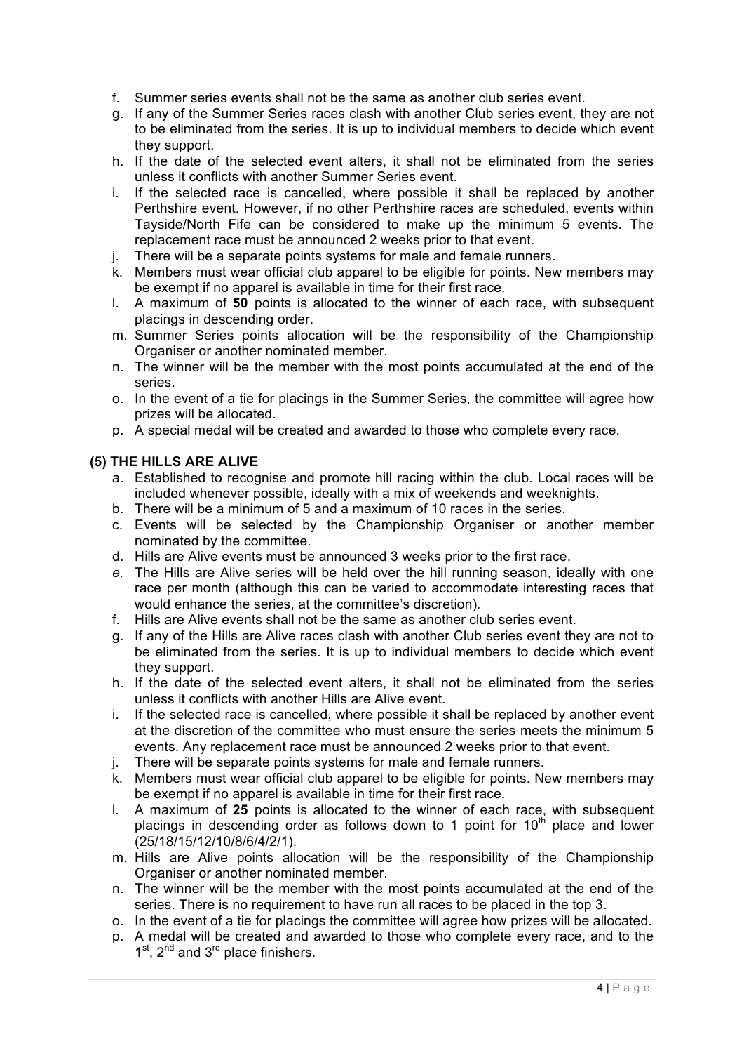f. Summer series events shall not be the same as another club series event.
g. If any of the Summer Series races clash with another Club series event, they are not to be eliminated from the series. It is up to individual members to decide which event they support.
h. If the date of the selected event alters, it shall not be eliminated from the series unless it conflicts with another Summer Series event.
i. If the selected race is cancelled, where possible it shall be replaced by another Perthshire event. However, if no other Perthshire races are scheduled, events within Tayside/North Fife can be considered to make up the minimum 5 events. The replacement race must be announced 2 weeks prior to that event.
j. There will be a separate points systems for male and female runners.
k. Members must wear official club apparel to be eligible for points. New members may be exempt if no apparel is available in time for their first race.
l. A maximum of **50** points is allocated to the winner of each race, with subsequent placings in descending order.
m. Summer Series points allocation will be the responsibility of the Championship Organiser or another nominated member.
n. The winner will be the member with the most points accumulated at the end of the series.
o. In the event of a tie for placings in the Summer Series, the committee will agree how prizes will be allocated.
p. A special medal will be created and awarded to those who complete every race.

### (5) THE HILLS ARE ALIVE

a. Established to recognise and promote hill racing within the club. Local races will be included whenever possible, ideally with a mix of weekends and weeknights.
b. There will be a minimum of 5 and a maximum of 10 races in the series.
c. Events will be selected by the Championship Organiser or another member nominated by the committee.
d. Hills are Alive events must be announced 3 weeks prior to the first race.
*e.* The Hills are Alive series will be held over the hill running season, ideally with one race per month (although this can be varied to accommodate interesting races that would enhance the series, at the committee's discretion).
f. Hills are Alive events shall not be the same as another club series event.
g. If any of the Hills are Alive races clash with another Club series event they are not to be eliminated from the series. It is up to individual members to decide which event they support.
h. If the date of the selected event alters, it shall not be eliminated from the series unless it conflicts with another Hills are Alive event.
i. If the selected race is cancelled, where possible it shall be replaced by another event at the discretion of the committee who must ensure the series meets the minimum 5 events. Any replacement race must be announced 2 weeks prior to that event.
j. There will be separate points systems for male and female runners.
k. Members must wear official club apparel to be eligible for points. New members may be exempt if no apparel is available in time for their first race.
l. A maximum of **25** points is allocated to the winner of each race, with subsequent placings in descending order as follows down to 1 point for 10th place and lower (25/18/15/12/10/8/6/4/2/1).
m. Hills are Alive points allocation will be the responsibility of the Championship Organiser or another nominated member.
n. The winner will be the member with the most points accumulated at the end of the series. There is no requirement to have run all races to be placed in the top 3.
o. In the event of a tie for placings the committee will agree how prizes will be allocated.
p. A medal will be created and awarded to those who complete every race, and to the 1st, 2nd and 3rd place finishers.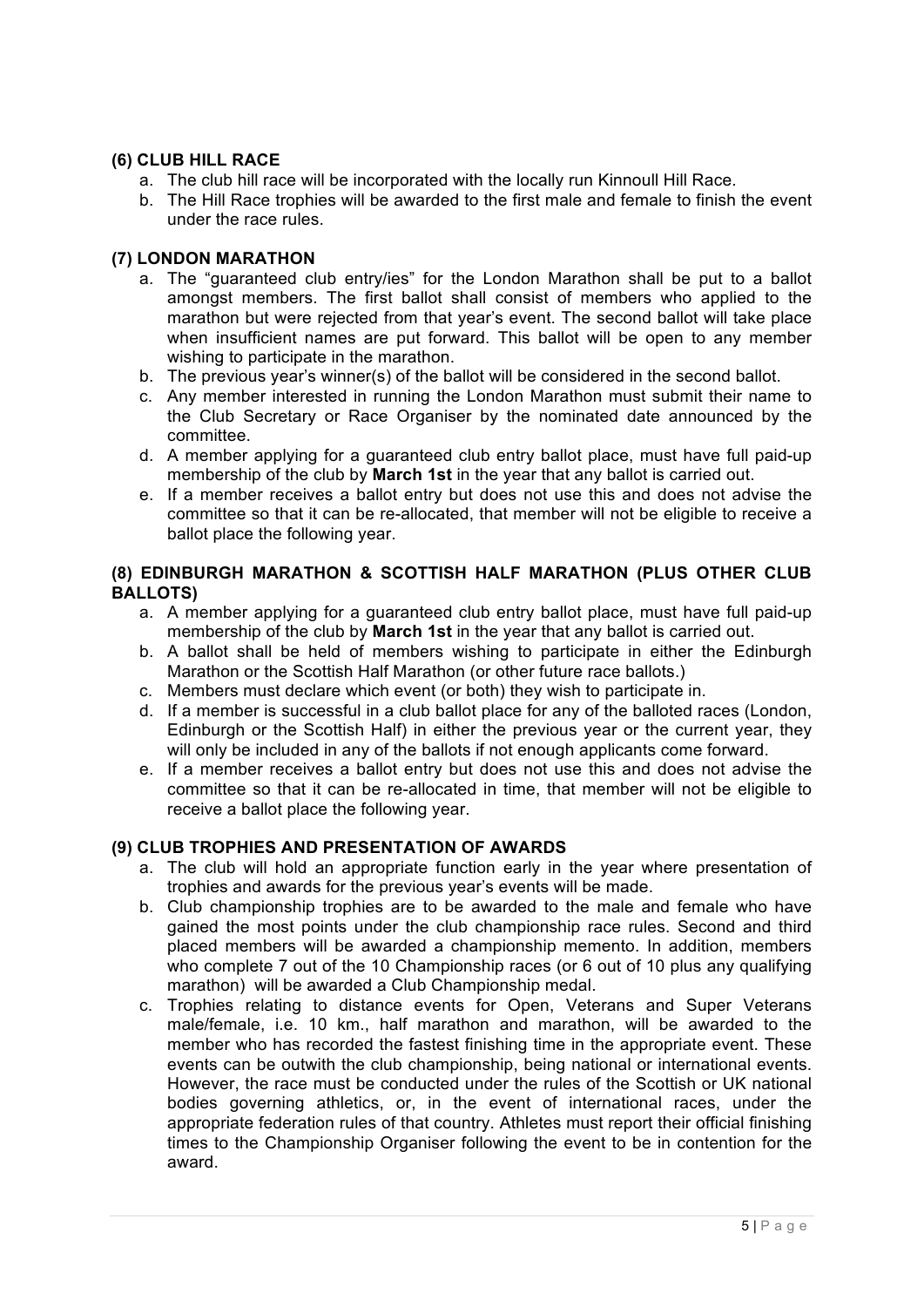### (6) CLUB HILL RACE

a. The club hill race will be incorporated with the locally run Kinnoull Hill Race.
b. The Hill Race trophies will be awarded to the first male and female to finish the event under the race rules.

### (7) LONDON MARATHON

a. The "guaranteed club entry/ies" for the London Marathon shall be put to a ballot amongst members. The first ballot shall consist of members who applied to the marathon but were rejected from that year's event. The second ballot will take place when insufficient names are put forward. This ballot will be open to any member wishing to participate in the marathon.
b. The previous year's winner(s) of the ballot will be considered in the second ballot.
c. Any member interested in running the London Marathon must submit their name to the Club Secretary or Race Organiser by the nominated date announced by the committee.
d. A member applying for a guaranteed club entry ballot place, must have full paid-up membership of the club by **March 1st** in the year that any ballot is carried out.
e. If a member receives a ballot entry but does not use this and does not advise the committee so that it can be re-allocated, that member will not be eligible to receive a ballot place the following year.

### (8) EDINBURGH MARATHON & SCOTTISH HALF MARATHON (PLUS OTHER CLUB BALLOTS)

a. A member applying for a guaranteed club entry ballot place, must have full paid-up membership of the club by **March 1st** in the year that any ballot is carried out.
b. A ballot shall be held of members wishing to participate in either the Edinburgh Marathon or the Scottish Half Marathon (or other future race ballots.)
c. Members must declare which event (or both) they wish to participate in.
d. If a member is successful in a club ballot place for any of the balloted races (London, Edinburgh or the Scottish Half) in either the previous year or the current year, they will only be included in any of the ballots if not enough applicants come forward.
e. If a member receives a ballot entry but does not use this and does not advise the committee so that it can be re-allocated in time, that member will not be eligible to receive a ballot place the following year.

### (9) CLUB TROPHIES AND PRESENTATION OF AWARDS

a. The club will hold an appropriate function early in the year where presentation of trophies and awards for the previous year's events will be made.
b. Club championship trophies are to be awarded to the male and female who have gained the most points under the club championship race rules. Second and third placed members will be awarded a championship memento. In addition, members who complete 7 out of the 10 Championship races (or 6 out of 10 plus any qualifying marathon) will be awarded a Club Championship medal.
c. Trophies relating to distance events for Open, Veterans and Super Veterans male/female, i.e. 10 km., half marathon and marathon, will be awarded to the member who has recorded the fastest finishing time in the appropriate event. These events can be outwith the club championship, being national or international events. However, the race must be conducted under the rules of the Scottish or UK national bodies governing athletics, or, in the event of international races, under the appropriate federation rules of that country. Athletes must report their official finishing times to the Championship Organiser following the event to be in contention for the award.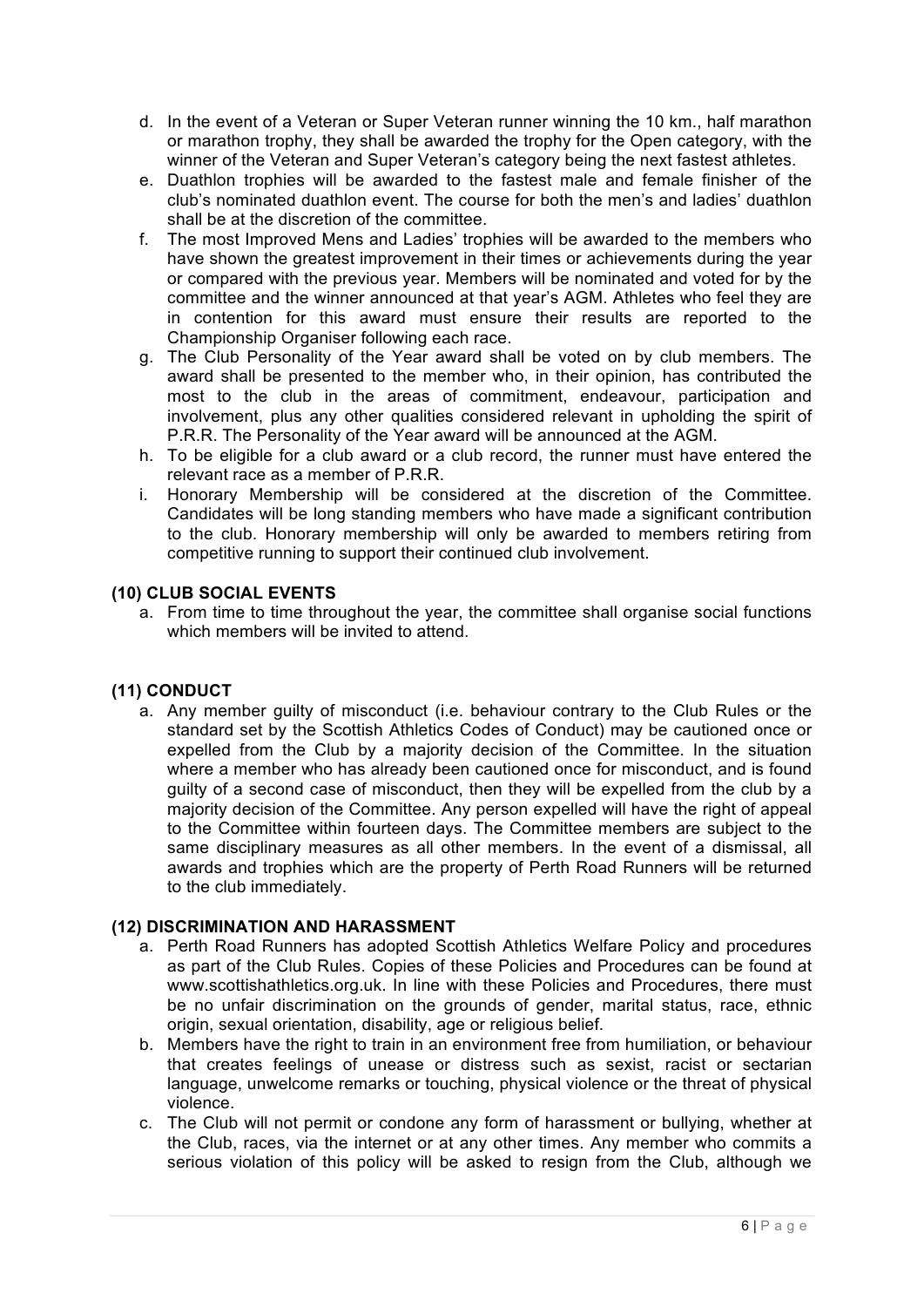d. In the event of a Veteran or Super Veteran runner winning the 10 km., half marathon or marathon trophy, they shall be awarded the trophy for the Open category, with the winner of the Veteran and Super Veteran's category being the next fastest athletes.
e. Duathlon trophies will be awarded to the fastest male and female finisher of the club's nominated duathlon event. The course for both the men's and ladies' duathlon shall be at the discretion of the committee.
f. The most Improved Mens and Ladies' trophies will be awarded to the members who have shown the greatest improvement in their times or achievements during the year or compared with the previous year. Members will be nominated and voted for by the committee and the winner announced at that year's AGM. Athletes who feel they are in contention for this award must ensure their results are reported to the Championship Organiser following each race.
g. The Club Personality of the Year award shall be voted on by club members. The award shall be presented to the member who, in their opinion, has contributed the most to the club in the areas of commitment, endeavour, participation and involvement, plus any other qualities considered relevant in upholding the spirit of P.R.R. The Personality of the Year award will be announced at the AGM.
h. To be eligible for a club award or a club record, the runner must have entered the relevant race as a member of P.R.R.
i. Honorary Membership will be considered at the discretion of the Committee. Candidates will be long standing members who have made a significant contribution to the club. Honorary membership will only be awarded to members retiring from competitive running to support their continued club involvement.

### (10) CLUB SOCIAL EVENTS

a. From time to time throughout the year, the committee shall organise social functions which members will be invited to attend.

### (11) CONDUCT

a. Any member guilty of misconduct (i.e. behaviour contrary to the Club Rules or the standard set by the Scottish Athletics Codes of Conduct) may be cautioned once or expelled from the Club by a majority decision of the Committee. In the situation where a member who has already been cautioned once for misconduct, and is found guilty of a second case of misconduct, then they will be expelled from the club by a majority decision of the Committee. Any person expelled will have the right of appeal to the Committee within fourteen days. The Committee members are subject to the same disciplinary measures as all other members. In the event of a dismissal, all awards and trophies which are the property of Perth Road Runners will be returned to the club immediately.

### (12) DISCRIMINATION AND HARASSMENT

a. Perth Road Runners has adopted Scottish Athletics Welfare Policy and procedures as part of the Club Rules. Copies of these Policies and Procedures can be found at www.scottishathletics.org.uk. In line with these Policies and Procedures, there must be no unfair discrimination on the grounds of gender, marital status, race, ethnic origin, sexual orientation, disability, age or religious belief.
b. Members have the right to train in an environment free from humiliation, or behaviour that creates feelings of unease or distress such as sexist, racist or sectarian language, unwelcome remarks or touching, physical violence or the threat of physical violence.
c. The Club will not permit or condone any form of harassment or bullying, whether at the Club, races, via the internet or at any other times. Any member who commits a serious violation of this policy will be asked to resign from the Club, although we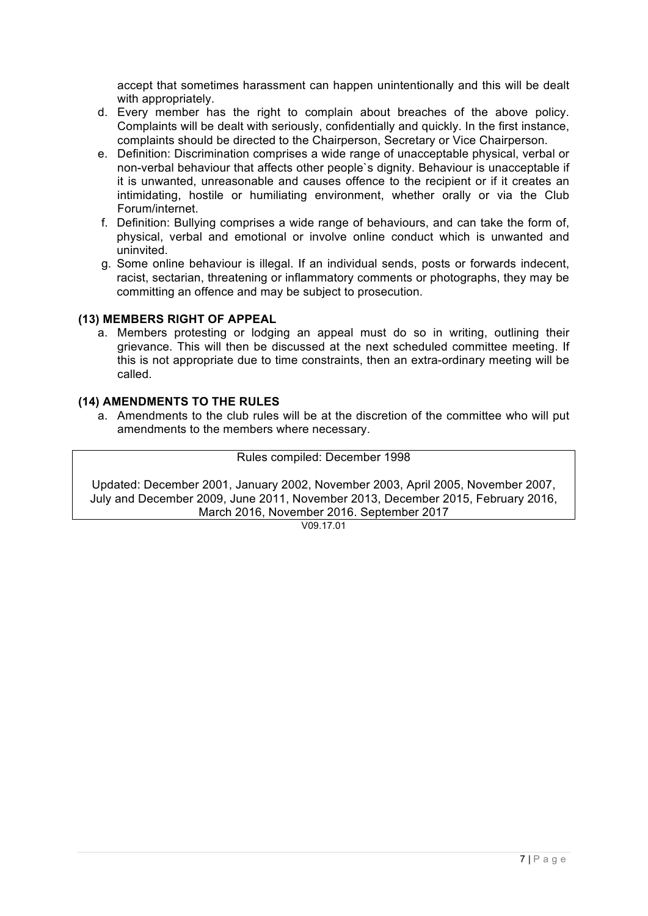accept that sometimes harassment can happen unintentionally and this will be dealt with appropriately.

d. Every member has the right to complain about breaches of the above policy. Complaints will be dealt with seriously, confidentially and quickly. In the first instance, complaints should be directed to the Chairperson, Secretary or Vice Chairperson.

e. Definition: Discrimination comprises a wide range of unacceptable physical, verbal or non-verbal behaviour that affects other people`s dignity. Behaviour is unacceptable if it is unwanted, unreasonable and causes offence to the recipient or if it creates an intimidating, hostile or humiliating environment, whether orally or via the Club Forum/internet.

f. Definition: Bullying comprises a wide range of behaviours, and can take the form of, physical, verbal and emotional or involve online conduct which is unwanted and uninvited.

g. Some online behaviour is illegal. If an individual sends, posts or forwards indecent, racist, sectarian, threatening or inflammatory comments or photographs, they may be committing an offence and may be subject to prosecution.

**(13) MEMBERS RIGHT OF APPEAL**

a. Members protesting or lodging an appeal must do so in writing, outlining their grievance. This will then be discussed at the next scheduled committee meeting. If this is not appropriate due to time constraints, then an extra-ordinary meeting will be called.

**(14) AMENDMENTS TO THE RULES**

a. Amendments to the club rules will be at the discretion of the committee who will put amendments to the members where necessary.

Rules compiled: December 1998

Updated: December 2001, January 2002, November 2003, April 2005, November 2007, July and December 2009, June 2011, November 2013, December 2015, February 2016, March 2016, November 2016. September 2017

V09.17.01